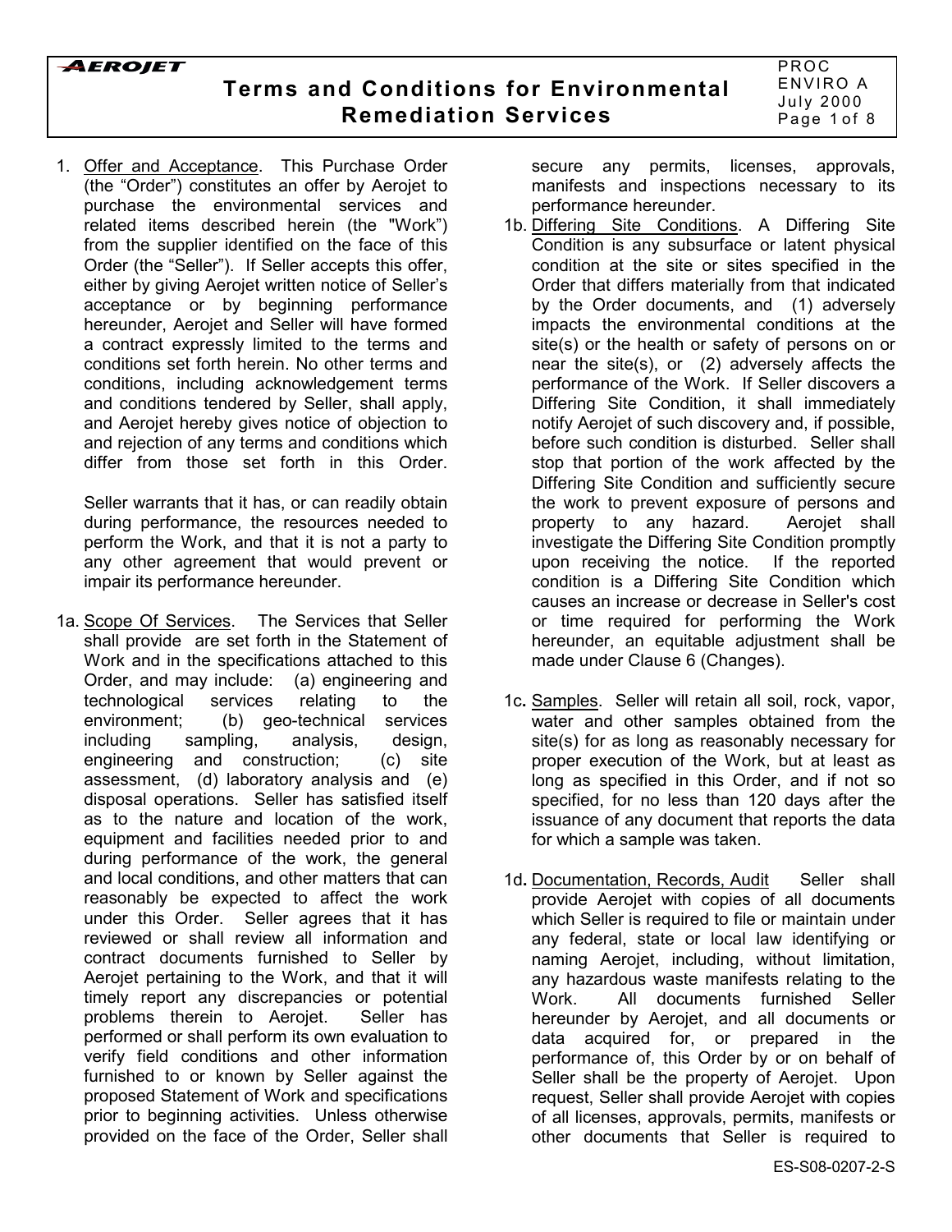# Terms and Conditions for Environmental Remediation Services

1. Offer and Acceptance. This Purchase Order (the "Order") constitutes an offer by Aerojet to purchase the environmental services and related items described herein (the "Work") from the supplier identified on the face of this Order (the "Seller"). If Seller accepts this offer, either by giving Aerojet written notice of Seller's acceptance or by beginning performance hereunder, Aerojet and Seller will have formed a contract expressly limited to the terms and conditions set forth herein. No other terms and conditions, including acknowledgement terms and conditions tendered by Seller, shall apply, and Aerojet hereby gives notice of objection to and rejection of any terms and conditions which differ from those set forth in this Order.

   Seller warrants that it has, or can readily obtain during performance, the resources needed to perform the Work, and that it is not a party to any other agreement that would prevent or impair its performance hereunder.

1a. Scope Of Services. The Services that Seller shall provide are set forth in the Statement of Work and in the specifications attached to this Order, and may include: (a) engineering and technological services relating to the environment; (b) geo-technical services including sampling, analysis, design, engineering and construction; (c) site assessment, (d) laboratory analysis and (e) disposal operations. Seller has satisfied itself as to the nature and location of the work, equipment and facilities needed prior to and during performance of the work, the general and local conditions, and other matters that can reasonably be expected to affect the work under this Order. Seller agrees that it has reviewed or shall review all information and contract documents furnished to Seller by Aerojet pertaining to the Work, and that it will timely report any discrepancies or potential problems therein to Aerojet. Seller has performed or shall perform its own evaluation to verify field conditions and other information furnished to or known by Seller against the proposed Statement of Work and specifications prior to beginning activities. Unless otherwise provided on the face of the Order, Seller shall secure any permits, licenses, approvals, manifests and inspections necessary to its performance hereunder.

1b. Differing Site Conditions. A Differing Site Condition is any subsurface or latent physical condition at the site or sites specified in the Order that differs materially from that indicated by the Order documents, and (1) adversely impacts the environmental conditions at the site(s) or the health or safety of persons on or near the site(s), or (2) adversely affects the performance of the Work. If Seller discovers a Differing Site Condition, it shall immediately notify Aerojet of such discovery and, if possible, before such condition is disturbed. Seller shall stop that portion of the work affected by the Differing Site Condition and sufficiently secure the work to prevent exposure of persons and property to any hazard. Aerojet shall investigate the Differing Site Condition promptly upon receiving the notice. If the reported condition is a Differing Site Condition which causes an increase or decrease in Seller's cost or time required for performing the Work hereunder, an equitable adjustment shall be made under Clause 6 (Changes).

1c. Samples. Seller will retain all soil, rock, vapor, water and other samples obtained from the site(s) for as long as reasonably necessary for proper execution of the Work, but at least as long as specified in this Order, and if not so specified, for no less than 120 days after the issuance of any document that reports the data for which a sample was taken.

1d. Documentation, Records, Audit Seller shall provide Aerojet with copies of all documents which Seller is required to file or maintain under any federal, state or local law identifying or naming Aerojet, including, without limitation, any hazardous waste manifests relating to the Work. All documents furnished Seller hereunder by Aerojet, and all documents or data acquired for, or prepared in the performance of, this Order by or on behalf of Seller shall be the property of Aerojet. Upon request, Seller shall provide Aerojet with copies of all licenses, approvals, permits, manifests or other documents that Seller is required to

ES-S08-0207-2-S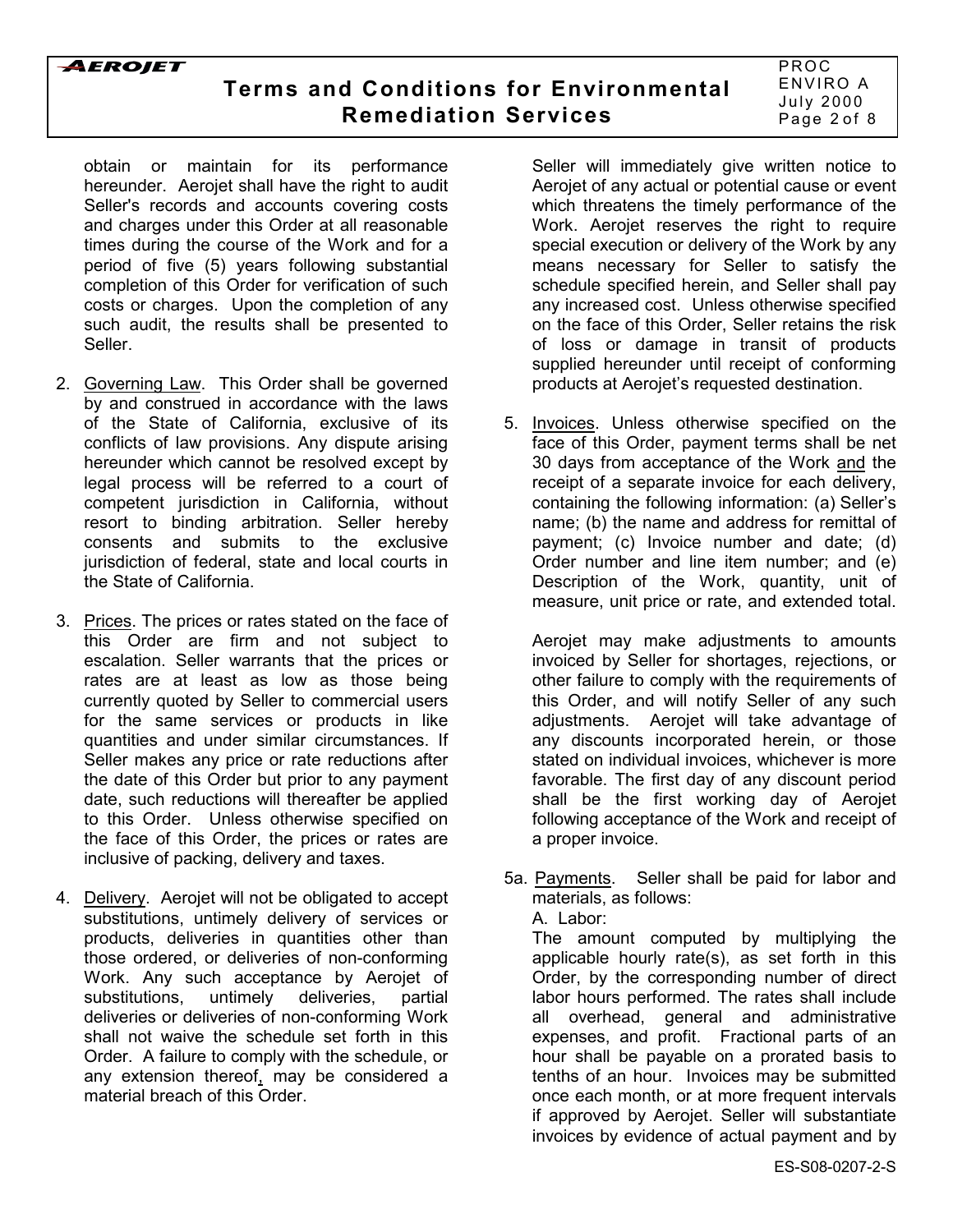obtain or maintain for its performance hereunder. Aerojet shall have the right to audit Seller's records and accounts covering costs and charges under this Order at all reasonable times during the course of the Work and for a period of five (5) years following substantial completion of this Order for verification of such costs or charges. Upon the completion of any such audit, the results shall be presented to Seller.

2. Governing Law. This Order shall be governed by and construed in accordance with the laws of the State of California, exclusive of its conflicts of law provisions. Any dispute arising hereunder which cannot be resolved except by legal process will be referred to a court of competent jurisdiction in California, without resort to binding arbitration. Seller hereby consents and submits to the exclusive jurisdiction of federal, state and local courts in the State of California.

3. Prices. The prices or rates stated on the face of this Order are firm and not subject to escalation. Seller warrants that the prices or rates are at least as low as those being currently quoted by Seller to commercial users for the same services or products in like quantities and under similar circumstances. If Seller makes any price or rate reductions after the date of this Order but prior to any payment date, such reductions will thereafter be applied to this Order. Unless otherwise specified on the face of this Order, the prices or rates are inclusive of packing, delivery and taxes.

4. Delivery. Aerojet will not be obligated to accept substitutions, untimely delivery of services or products, deliveries in quantities other than those ordered, or deliveries of non-conforming Work. Any such acceptance by Aerojet of substitutions, untimely deliveries, partial deliveries or deliveries of non-conforming Work shall not waive the schedule set forth in this Order. A failure to comply with the schedule, or any extension thereof, may be considered a material breach of this Order.

   Seller will immediately give written notice to Aerojet of any actual or potential cause or event which threatens the timely performance of the Work. Aerojet reserves the right to require special execution or delivery of the Work by any means necessary for Seller to satisfy the schedule specified herein, and Seller shall pay any increased cost. Unless otherwise specified on the face of this Order, Seller retains the risk of loss or damage in transit of products supplied hereunder until receipt of conforming products at Aerojet's requested destination.

5. Invoices. Unless otherwise specified on the face of this Order, payment terms shall be net 30 days from acceptance of the Work and the receipt of a separate invoice for each delivery, containing the following information: (a) Seller's name; (b) the name and address for remittal of payment; (c) Invoice number and date; (d) Order number and line item number; and (e) Description of the Work, quantity, unit of measure, unit price or rate, and extended total.

   Aerojet may make adjustments to amounts invoiced by Seller for shortages, rejections, or other failure to comply with the requirements of this Order, and will notify Seller of any such adjustments. Aerojet will take advantage of any discounts incorporated herein, or those stated on individual invoices, whichever is more favorable. The first day of any discount period shall be the first working day of Aerojet following acceptance of the Work and receipt of a proper invoice.

5a. Payments. Seller shall be paid for labor and materials, as follows:

   A. Labor:

   The amount computed by multiplying the applicable hourly rate(s), as set forth in this Order, by the corresponding number of direct labor hours performed. The rates shall include all overhead, general and administrative expenses, and profit. Fractional parts of an hour shall be payable on a prorated basis to tenths of an hour. Invoices may be submitted once each month, or at more frequent intervals if approved by Aerojet. Seller will substantiate invoices by evidence of actual payment and by

ES-S08-0207-2-S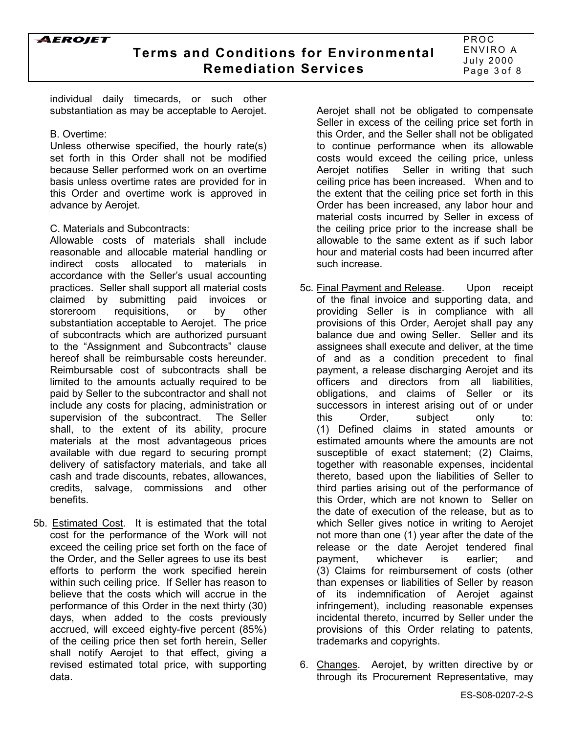individual daily timecards, or such other substantiation as may be acceptable to Aerojet.

B. Overtime:
Unless otherwise specified, the hourly rate(s) set forth in this Order shall not be modified because Seller performed work on an overtime basis unless overtime rates are provided for in this Order and overtime work is approved in advance by Aerojet.

C. Materials and Subcontracts:
Allowable costs of materials shall include reasonable and allocable material handling or indirect costs allocated to materials in accordance with the Seller's usual accounting practices. Seller shall support all material costs claimed by submitting paid invoices or storeroom requisitions, or by other substantiation acceptable to Aerojet. The price of subcontracts which are authorized pursuant to the "Assignment and Subcontracts" clause hereof shall be reimbursable costs hereunder. Reimbursable cost of subcontracts shall be limited to the amounts actually required to be paid by Seller to the subcontractor and shall not include any costs for placing, administration or supervision of the subcontract. The Seller shall, to the extent of its ability, procure materials at the most advantageous prices available with due regard to securing prompt delivery of satisfactory materials, and take all cash and trade discounts, rebates, allowances, credits, salvage, commissions and other benefits.

5b. <u>Estimated Cost</u>. It is estimated that the total cost for the performance of the Work will not exceed the ceiling price set forth on the face of the Order, and the Seller agrees to use its best efforts to perform the work specified herein within such ceiling price. If Seller has reason to believe that the costs which will accrue in the performance of this Order in the next thirty (30) days, when added to the costs previously accrued, will exceed eighty-five percent (85%) of the ceiling price then set forth herein, Seller shall notify Aerojet to that effect, giving a revised estimated total price, with supporting data.

Aerojet shall not be obligated to compensate Seller in excess of the ceiling price set forth in this Order, and the Seller shall not be obligated to continue performance when its allowable costs would exceed the ceiling price, unless Aerojet notifies Seller in writing that such ceiling price has been increased. When and to the extent that the ceiling price set forth in this Order has been increased, any labor hour and material costs incurred by Seller in excess of the ceiling price prior to the increase shall be allowable to the same extent as if such labor hour and material costs had been incurred after such increase.

5c. <u>Final Payment and Release</u>. Upon receipt of the final invoice and supporting data, and providing Seller is in compliance with all provisions of this Order, Aerojet shall pay any balance due and owing Seller. Seller and its assignees shall execute and deliver, at the time of and as a condition precedent to final payment, a release discharging Aerojet and its officers and directors from all liabilities, obligations, and claims of Seller or its successors in interest arising out of or under this Order, subject only to: (1) Defined claims in stated amounts or estimated amounts where the amounts are not susceptible of exact statement; (2) Claims, together with reasonable expenses, incidental thereto, based upon the liabilities of Seller to third parties arising out of the performance of this Order, which are not known to Seller on the date of execution of the release, but as to which Seller gives notice in writing to Aerojet not more than one (1) year after the date of the release or the date Aerojet tendered final payment, whichever is earlier; and (3) Claims for reimbursement of costs (other than expenses or liabilities of Seller by reason of its indemnification of Aerojet against infringement), including reasonable expenses incidental thereto, incurred by Seller under the provisions of this Order relating to patents, trademarks and copyrights.

6. <u>Changes</u>. Aerojet, by written directive by or through its Procurement Representative, may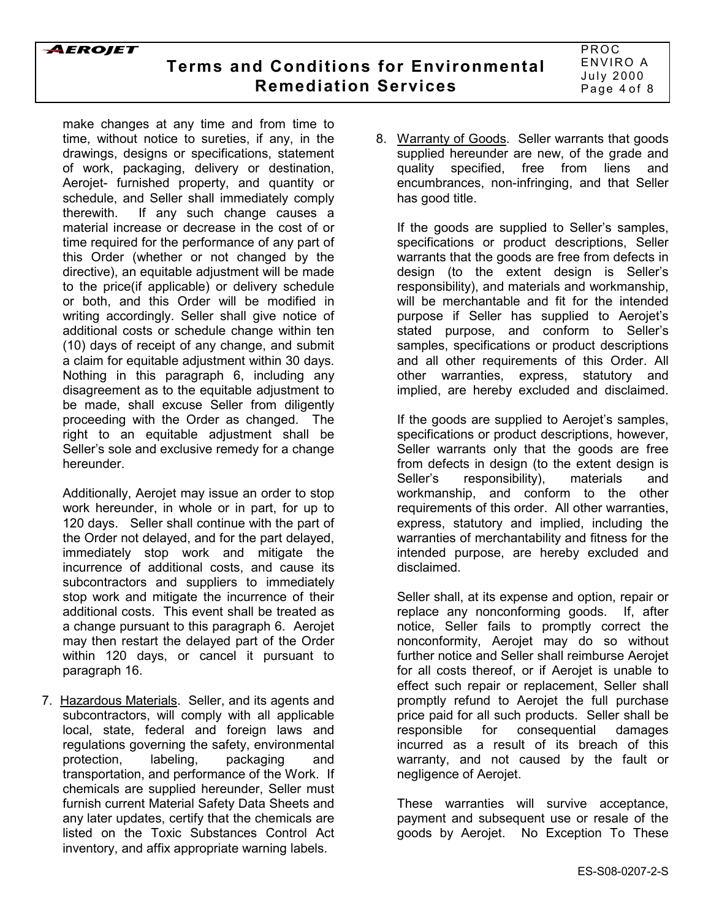make changes at any time and from time to time, without notice to sureties, if any, in the drawings, designs or specifications, statement of work, packaging, delivery or destination, Aerojet- furnished property, and quantity or schedule, and Seller shall immediately comply therewith. If any such change causes a material increase or decrease in the cost of or time required for the performance of any part of this Order (whether or not changed by the directive), an equitable adjustment will be made to the price(if applicable) or delivery schedule or both, and this Order will be modified in writing accordingly. Seller shall give notice of additional costs or schedule change within ten (10) days of receipt of any change, and submit a claim for equitable adjustment within 30 days. Nothing in this paragraph 6, including any disagreement as to the equitable adjustment to be made, shall excuse Seller from diligently proceeding with the Order as changed. The right to an equitable adjustment shall be Seller's sole and exclusive remedy for a change hereunder.

Additionally, Aerojet may issue an order to stop work hereunder, in whole or in part, for up to 120 days. Seller shall continue with the part of the Order not delayed, and for the part delayed, immediately stop work and mitigate the incurrence of additional costs, and cause its subcontractors and suppliers to immediately stop work and mitigate the incurrence of their additional costs. This event shall be treated as a change pursuant to this paragraph 6. Aerojet may then restart the delayed part of the Order within 120 days, or cancel it pursuant to paragraph 16.

7. Hazardous Materials. Seller, and its agents and subcontractors, will comply with all applicable local, state, federal and foreign laws and regulations governing the safety, environmental protection, labeling, packaging and transportation, and performance of the Work. If chemicals are supplied hereunder, Seller must furnish current Material Safety Data Sheets and any later updates, certify that the chemicals are listed on the Toxic Substances Control Act inventory, and affix appropriate warning labels.

8. Warranty of Goods. Seller warrants that goods supplied hereunder are new, of the grade and quality specified, free from liens and encumbrances, non-infringing, and that Seller has good title.

   If the goods are supplied to Seller's samples, specifications or product descriptions, Seller warrants that the goods are free from defects in design (to the extent design is Seller's responsibility), and materials and workmanship, will be merchantable and fit for the intended purpose if Seller has supplied to Aerojet's stated purpose, and conform to Seller's samples, specifications or product descriptions and all other requirements of this Order. All other warranties, express, statutory and implied, are hereby excluded and disclaimed.

   If the goods are supplied to Aerojet's samples, specifications or product descriptions, however, Seller warrants only that the goods are free from defects in design (to the extent design is Seller's responsibility), materials and workmanship, and conform to the other requirements of this order. All other warranties, express, statutory and implied, including the warranties of merchantability and fitness for the intended purpose, are hereby excluded and disclaimed.

   Seller shall, at its expense and option, repair or replace any nonconforming goods. If, after notice, Seller fails to promptly correct the nonconformity, Aerojet may do so without further notice and Seller shall reimburse Aerojet for all costs thereof, or if Aerojet is unable to effect such repair or replacement, Seller shall promptly refund to Aerojet the full purchase price paid for all such products. Seller shall be responsible for consequential damages incurred as a result of its breach of this warranty, and not caused by the fault or negligence of Aerojet.

   These warranties will survive acceptance, payment and subsequent use or resale of the goods by Aerojet. No Exception To These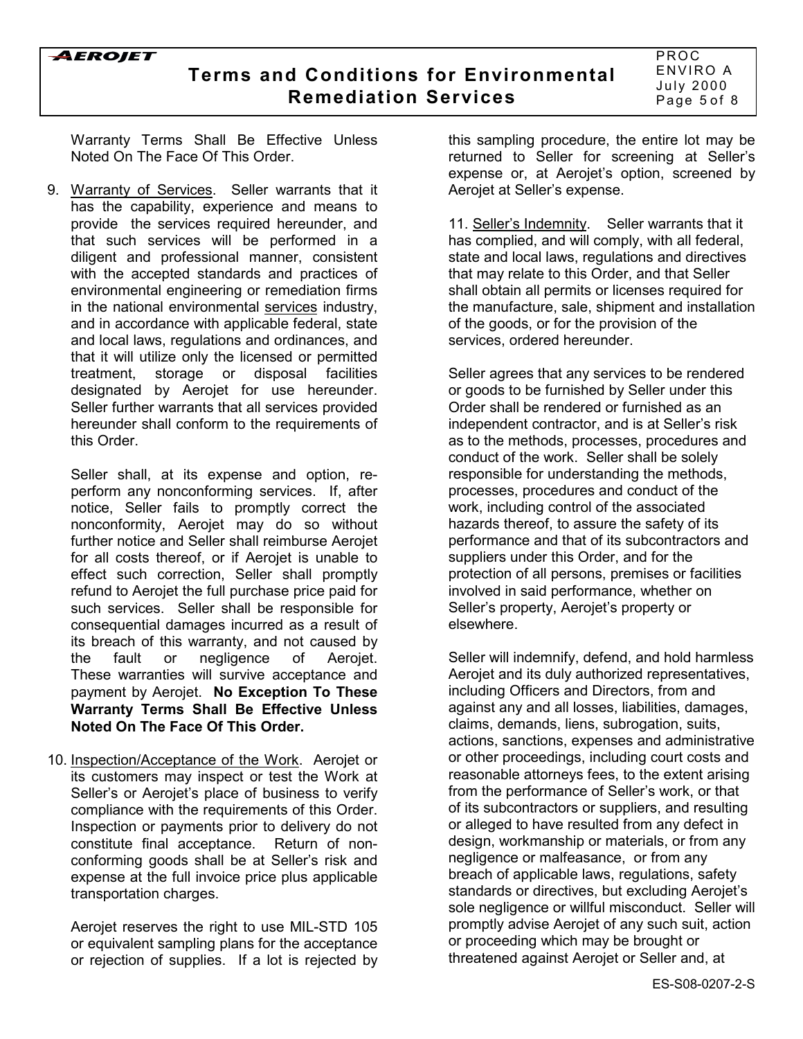Warranty Terms Shall Be Effective Unless Noted On The Face Of This Order.

9. Warranty of Services. Seller warrants that it has the capability, experience and means to provide the services required hereunder, and that such services will be performed in a diligent and professional manner, consistent with the accepted standards and practices of environmental engineering or remediation firms in the national environmental services industry, and in accordance with applicable federal, state and local laws, regulations and ordinances, and that it will utilize only the licensed or permitted treatment, storage or disposal facilities designated by Aerojet for use hereunder. Seller further warrants that all services provided hereunder shall conform to the requirements of this Order.

   Seller shall, at its expense and option, re-perform any nonconforming services. If, after notice, Seller fails to promptly correct the nonconformity, Aerojet may do so without further notice and Seller shall reimburse Aerojet for all costs thereof, or if Aerojet is unable to effect such correction, Seller shall promptly refund to Aerojet the full purchase price paid for such services. Seller shall be responsible for consequential damages incurred as a result of its breach of this warranty, and not caused by the fault or negligence of Aerojet. These warranties will survive acceptance and payment by Aerojet. **No Exception To These Warranty Terms Shall Be Effective Unless Noted On The Face Of This Order.**

10. Inspection/Acceptance of the Work. Aerojet or its customers may inspect or test the Work at Seller's or Aerojet's place of business to verify compliance with the requirements of this Order. Inspection or payments prior to delivery do not constitute final acceptance. Return of non-conforming goods shall be at Seller's risk and expense at the full invoice price plus applicable transportation charges.

    Aerojet reserves the right to use MIL-STD 105 or equivalent sampling plans for the acceptance or rejection of supplies. If a lot is rejected by this sampling procedure, the entire lot may be returned to Seller for screening at Seller's expense or, at Aerojet's option, screened by Aerojet at Seller's expense.

11. Seller's Indemnity. Seller warrants that it has complied, and will comply, with all federal, state and local laws, regulations and directives that may relate to this Order, and that Seller shall obtain all permits or licenses required for the manufacture, sale, shipment and installation of the goods, or for the provision of the services, ordered hereunder.

Seller agrees that any services to be rendered or goods to be furnished by Seller under this Order shall be rendered or furnished as an independent contractor, and is at Seller's risk as to the methods, processes, procedures and conduct of the work. Seller shall be solely responsible for understanding the methods, processes, procedures and conduct of the work, including control of the associated hazards thereof, to assure the safety of its performance and that of its subcontractors and suppliers under this Order, and for the protection of all persons, premises or facilities involved in said performance, whether on Seller's property, Aerojet's property or elsewhere.

Seller will indemnify, defend, and hold harmless Aerojet and its duly authorized representatives, including Officers and Directors, from and against any and all losses, liabilities, damages, claims, demands, liens, subrogation, suits, actions, sanctions, expenses and administrative or other proceedings, including court costs and reasonable attorneys fees, to the extent arising from the performance of Seller's work, or that of its subcontractors or suppliers, and resulting or alleged to have resulted from any defect in design, workmanship or materials, or from any negligence or malfeasance, or from any breach of applicable laws, regulations, safety standards or directives, but excluding Aerojet's sole negligence or willful misconduct. Seller will promptly advise Aerojet of any such suit, action or proceeding which may be brought or threatened against Aerojet or Seller and, at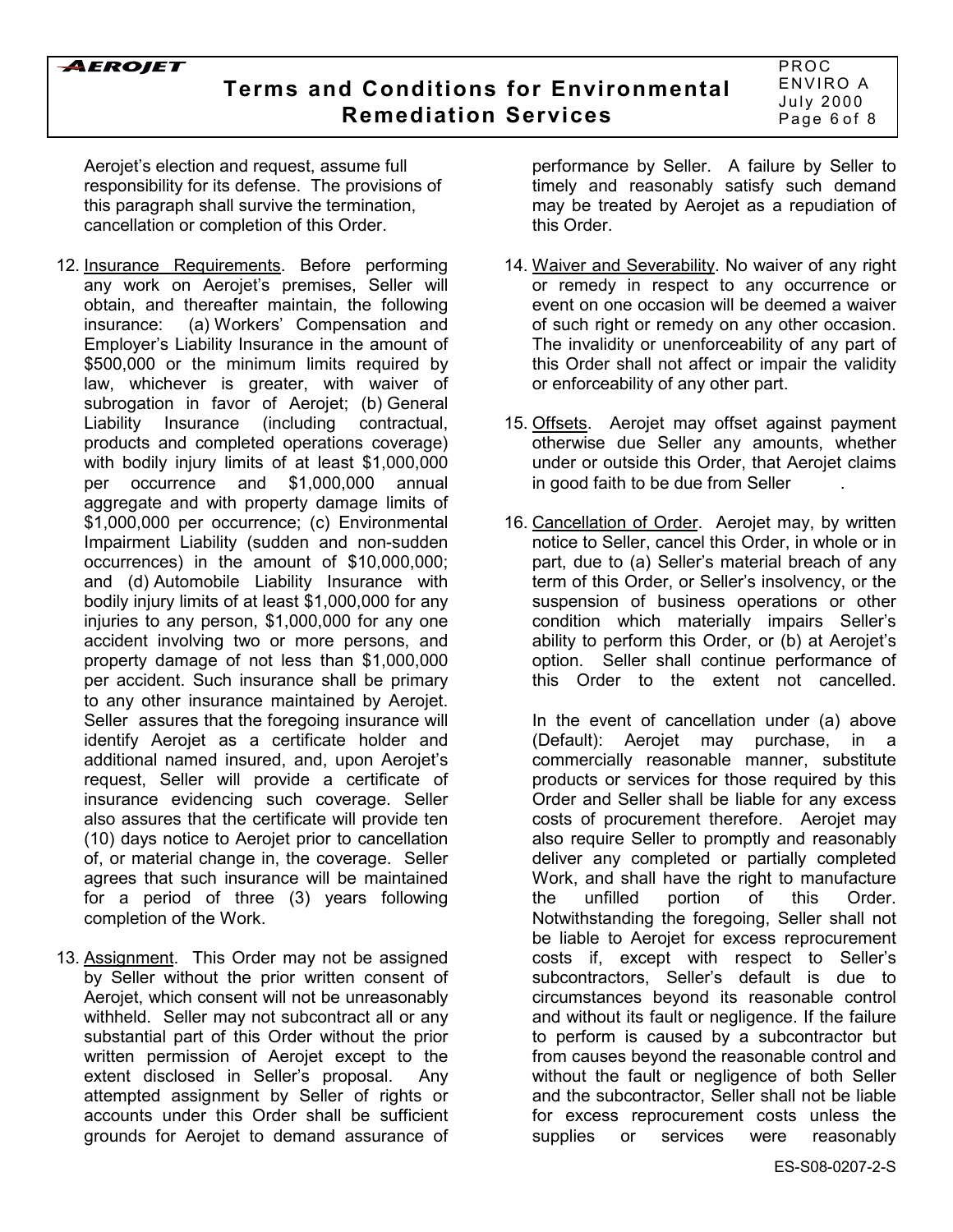Aerojet's election and request, assume full responsibility for its defense. The provisions of this paragraph shall survive the termination, cancellation or completion of this Order.

12. Insurance Requirements. Before performing any work on Aerojet's premises, Seller will obtain, and thereafter maintain, the following insurance: (a) Workers' Compensation and Employer's Liability Insurance in the amount of $500,000 or the minimum limits required by law, whichever is greater, with waiver of subrogation in favor of Aerojet; (b) General Liability Insurance (including contractual, products and completed operations coverage) with bodily injury limits of at least $1,000,000 per occurrence and $1,000,000 annual aggregate and with property damage limits of $1,000,000 per occurrence; (c) Environmental Impairment Liability (sudden and non-sudden occurrences) in the amount of $10,000,000; and (d) Automobile Liability Insurance with bodily injury limits of at least $1,000,000 for any injuries to any person, $1,000,000 for any one accident involving two or more persons, and property damage of not less than $1,000,000 per accident. Such insurance shall be primary to any other insurance maintained by Aerojet. Seller assures that the foregoing insurance will identify Aerojet as a certificate holder and additional named insured, and, upon Aerojet's request, Seller will provide a certificate of insurance evidencing such coverage. Seller also assures that the certificate will provide ten (10) days notice to Aerojet prior to cancellation of, or material change in, the coverage. Seller agrees that such insurance will be maintained for a period of three (3) years following completion of the Work.

13. Assignment. This Order may not be assigned by Seller without the prior written consent of Aerojet, which consent will not be unreasonably withheld. Seller may not subcontract all or any substantial part of this Order without the prior written permission of Aerojet except to the extent disclosed in Seller's proposal. Any attempted assignment by Seller of rights or accounts under this Order shall be sufficient grounds for Aerojet to demand assurance of performance by Seller. A failure by Seller to timely and reasonably satisfy such demand may be treated by Aerojet as a repudiation of this Order.

14. Waiver and Severability. No waiver of any right or remedy in respect to any occurrence or event on one occasion will be deemed a waiver of such right or remedy on any other occasion. The invalidity or unenforceability of any part of this Order shall not affect or impair the validity or enforceability of any other part.

15. Offsets. Aerojet may offset against payment otherwise due Seller any amounts, whether under or outside this Order, that Aerojet claims in good faith to be due from Seller.

16. Cancellation of Order. Aerojet may, by written notice to Seller, cancel this Order, in whole or in part, due to (a) Seller's material breach of any term of this Order, or Seller's insolvency, or the suspension of business operations or other condition which materially impairs Seller's ability to perform this Order, or (b) at Aerojet's option. Seller shall continue performance of this Order to the extent not cancelled.

    In the event of cancellation under (a) above (Default): Aerojet may purchase, in a commercially reasonable manner, substitute products or services for those required by this Order and Seller shall be liable for any excess costs of procurement therefore. Aerojet may also require Seller to promptly and reasonably deliver any completed or partially completed Work, and shall have the right to manufacture the unfilled portion of this Order. Notwithstanding the foregoing, Seller shall not be liable to Aerojet for excess reprocurement costs if, except with respect to Seller's subcontractors, Seller's default is due to circumstances beyond its reasonable control and without its fault or negligence. If the failure to perform is caused by a subcontractor but from causes beyond the reasonable control and without the fault or negligence of both Seller and the subcontractor, Seller shall not be liable for excess reprocurement costs unless the supplies or services were reasonably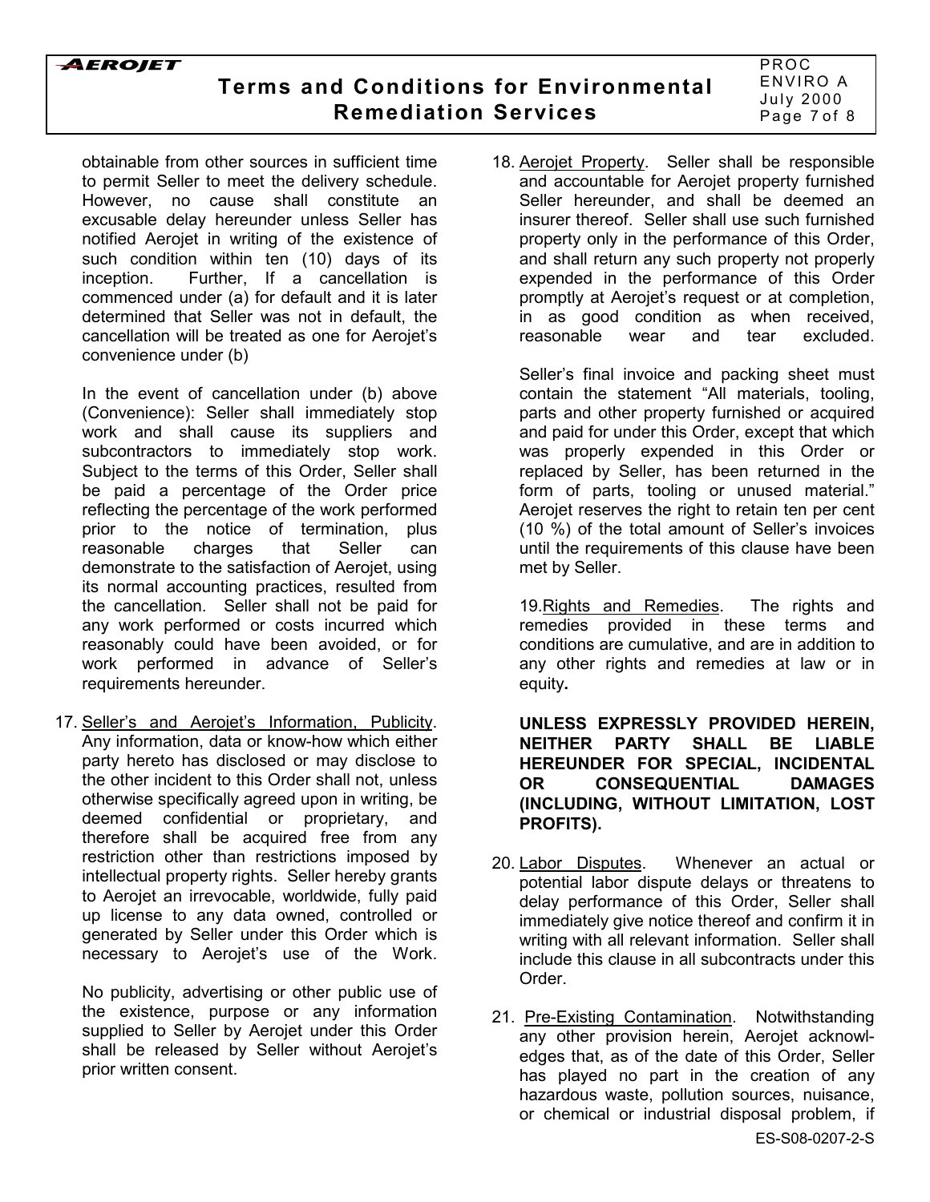obtainable from other sources in sufficient time to permit Seller to meet the delivery schedule. However, no cause shall constitute an excusable delay hereunder unless Seller has notified Aerojet in writing of the existence of such condition within ten (10) days of its inception. Further, If a cancellation is commenced under (a) for default and it is later determined that Seller was not in default, the cancellation will be treated as one for Aerojet's convenience under (b)

In the event of cancellation under (b) above (Convenience): Seller shall immediately stop work and shall cause its suppliers and subcontractors to immediately stop work. Subject to the terms of this Order, Seller shall be paid a percentage of the Order price reflecting the percentage of the work performed prior to the notice of termination, plus reasonable charges that Seller can demonstrate to the satisfaction of Aerojet, using its normal accounting practices, resulted from the cancellation. Seller shall not be paid for any work performed or costs incurred which reasonably could have been avoided, or for work performed in advance of Seller's requirements hereunder.

17. <u>Seller's and Aerojet's Information, Publicity</u>. Any information, data or know-how which either party hereto has disclosed or may disclose to the other incident to this Order shall not, unless otherwise specifically agreed upon in writing, be deemed confidential or proprietary, and therefore shall be acquired free from any restriction other than restrictions imposed by intellectual property rights. Seller hereby grants to Aerojet an irrevocable, worldwide, fully paid up license to any data owned, controlled or generated by Seller under this Order which is necessary to Aerojet's use of the Work.

    No publicity, advertising or other public use of the existence, purpose or any information supplied to Seller by Aerojet under this Order shall be released by Seller without Aerojet's prior written consent.

18. <u>Aerojet Property</u>. Seller shall be responsible and accountable for Aerojet property furnished Seller hereunder, and shall be deemed an insurer thereof. Seller shall use such furnished property only in the performance of this Order, and shall return any such property not properly expended in the performance of this Order promptly at Aerojet's request or at completion, in as good condition as when received, reasonable wear and tear excluded.

    Seller's final invoice and packing sheet must contain the statement "All materials, tooling, parts and other property furnished or acquired and paid for under this Order, except that which was properly expended in this Order or replaced by Seller, has been returned in the form of parts, tooling or unused material." Aerojet reserves the right to retain ten per cent (10 %) of the total amount of Seller's invoices until the requirements of this clause have been met by Seller.

19. <u>Rights and Remedies</u>. The rights and remedies provided in these terms and conditions are cumulative, and are in addition to any other rights and remedies at law or in equity**.**

    **UNLESS EXPRESSLY PROVIDED HEREIN, NEITHER PARTY SHALL BE LIABLE HEREUNDER FOR SPECIAL, INCIDENTAL OR CONSEQUENTIAL DAMAGES (INCLUDING, WITHOUT LIMITATION, LOST PROFITS).**

20. <u>Labor Disputes</u>. Whenever an actual or potential labor dispute delays or threatens to delay performance of this Order, Seller shall immediately give notice thereof and confirm it in writing with all relevant information. Seller shall include this clause in all subcontracts under this Order.

21. <u>Pre-Existing Contamination</u>. Notwithstanding any other provision herein, Aerojet acknowledges that, as of the date of this Order, Seller has played no part in the creation of any hazardous waste, pollution sources, nuisance, or chemical or industrial disposal problem, if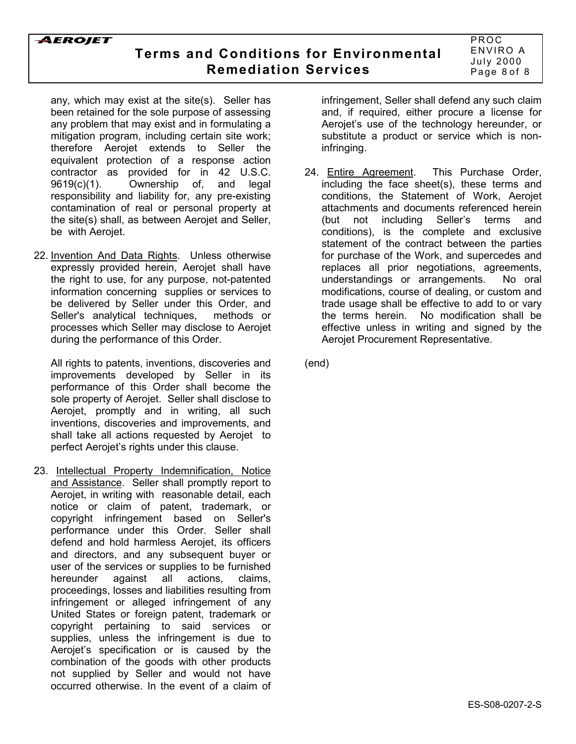any, which may exist at the site(s). Seller has been retained for the sole purpose of assessing any problem that may exist and in formulating a mitigation program, including certain site work; therefore Aerojet extends to Seller the equivalent protection of a response action contractor as provided for in 42 U.S.C. 9619(c)(1). Ownership of, and legal responsibility and liability for, any pre-existing contamination of real or personal property at the site(s) shall, as between Aerojet and Seller, be with Aerojet.

22. Invention And Data Rights. Unless otherwise expressly provided herein, Aerojet shall have the right to use, for any purpose, not-patented information concerning supplies or services to be delivered by Seller under this Order, and Seller's analytical techniques, methods or processes which Seller may disclose to Aerojet during the performance of this Order.

    All rights to patents, inventions, discoveries and improvements developed by Seller in its performance of this Order shall become the sole property of Aerojet. Seller shall disclose to Aerojet, promptly and in writing, all such inventions, discoveries and improvements, and shall take all actions requested by Aerojet to perfect Aerojet's rights under this clause.

23. Intellectual Property Indemnification, Notice and Assistance. Seller shall promptly report to Aerojet, in writing with reasonable detail, each notice or claim of patent, trademark, or copyright infringement based on Seller's performance under this Order. Seller shall defend and hold harmless Aerojet, its officers and directors, and any subsequent buyer or user of the services or supplies to be furnished hereunder against all actions, claims, proceedings, losses and liabilities resulting from infringement or alleged infringement of any United States or foreign patent, trademark or copyright pertaining to said services or supplies, unless the infringement is due to Aerojet's specification or is caused by the combination of the goods with other products not supplied by Seller and would not have occurred otherwise. In the event of a claim of infringement, Seller shall defend any such claim and, if required, either procure a license for Aerojet's use of the technology hereunder, or substitute a product or service which is non-infringing.

24. Entire Agreement. This Purchase Order, including the face sheet(s), these terms and conditions, the Statement of Work, Aerojet attachments and documents referenced herein (but not including Seller's terms and conditions), is the complete and exclusive statement of the contract between the parties for purchase of the Work, and supercedes and replaces all prior negotiations, agreements, understandings or arrangements. No oral modifications, course of dealing, or custom and trade usage shall be effective to add to or vary the terms herein. No modification shall be effective unless in writing and signed by the Aerojet Procurement Representative.

(end)